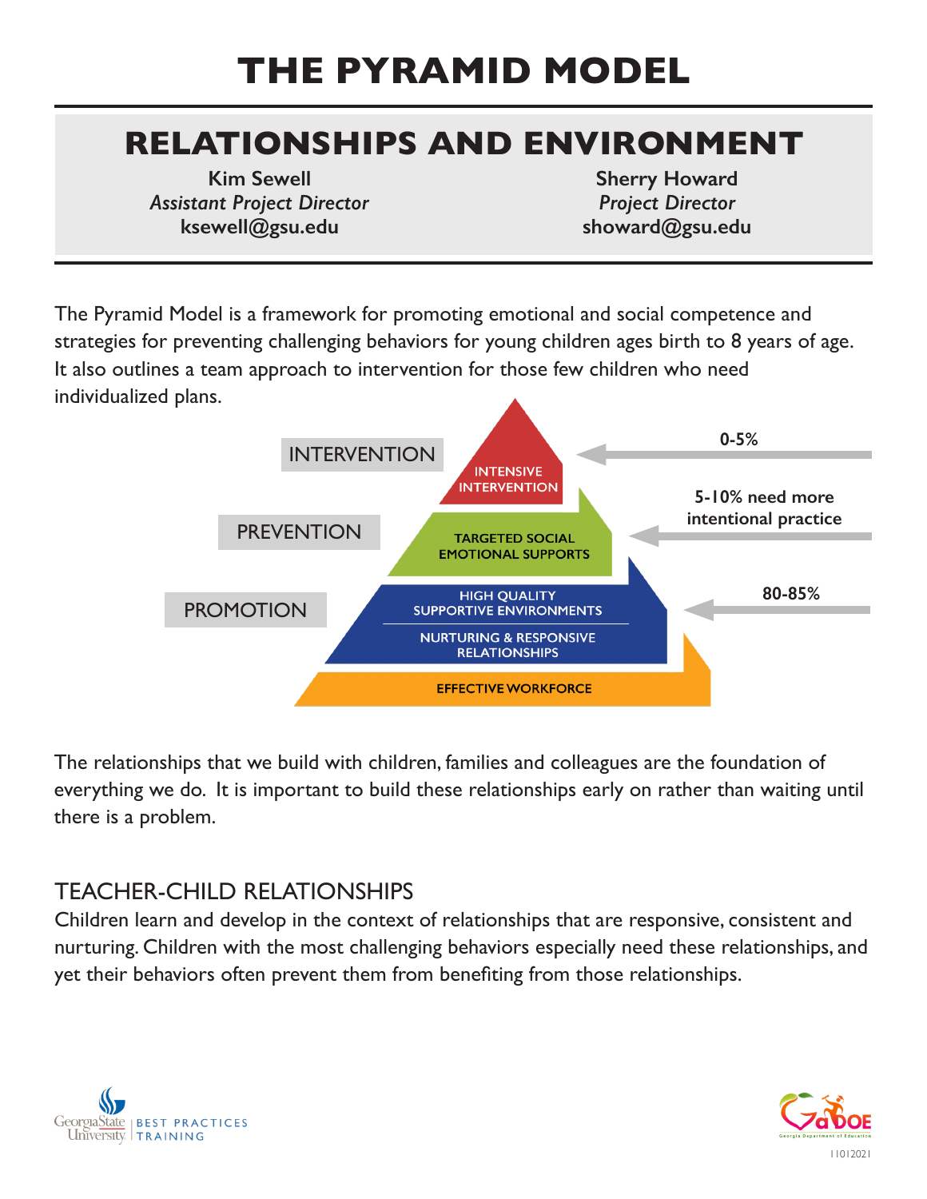# THE PYRAMID MODEL

## RELATIONSHIPS AND ENVIRONMENT

**Kim Sewell**
*Assistant Project Director*
**ksewell@gsu.edu**

**Sherry Howard**
*Project Director*
**showard@gsu.edu**

The Pyramid Model is a framework for promoting emotional and social competence and strategies for preventing challenging behaviors for young children ages birth to 8 years of age. It also outlines a team approach to intervention for those few children who need individualized plans.

INTERVENTION — INTENSIVE INTERVENTION — 0-5%

PREVENTION — TARGETED SOCIAL EMOTIONAL SUPPORTS — 5-10% need more intentional practice

PROMOTION — HIGH QUALITY SUPPORTIVE ENVIRONMENTS / NURTURING & RESPONSIVE RELATIONSHIPS — 80-85%

EFFECTIVE WORKFORCE

The relationships that we build with children, families and colleagues are the foundation of everything we do. It is important to build these relationships early on rather than waiting until there is a problem.

### TEACHER-CHILD RELATIONSHIPS

Children learn and develop in the context of relationships that are responsive, consistent and nurturing. Children with the most challenging behaviors especially need these relationships, and yet their behaviors often prevent them from benefiting from those relationships.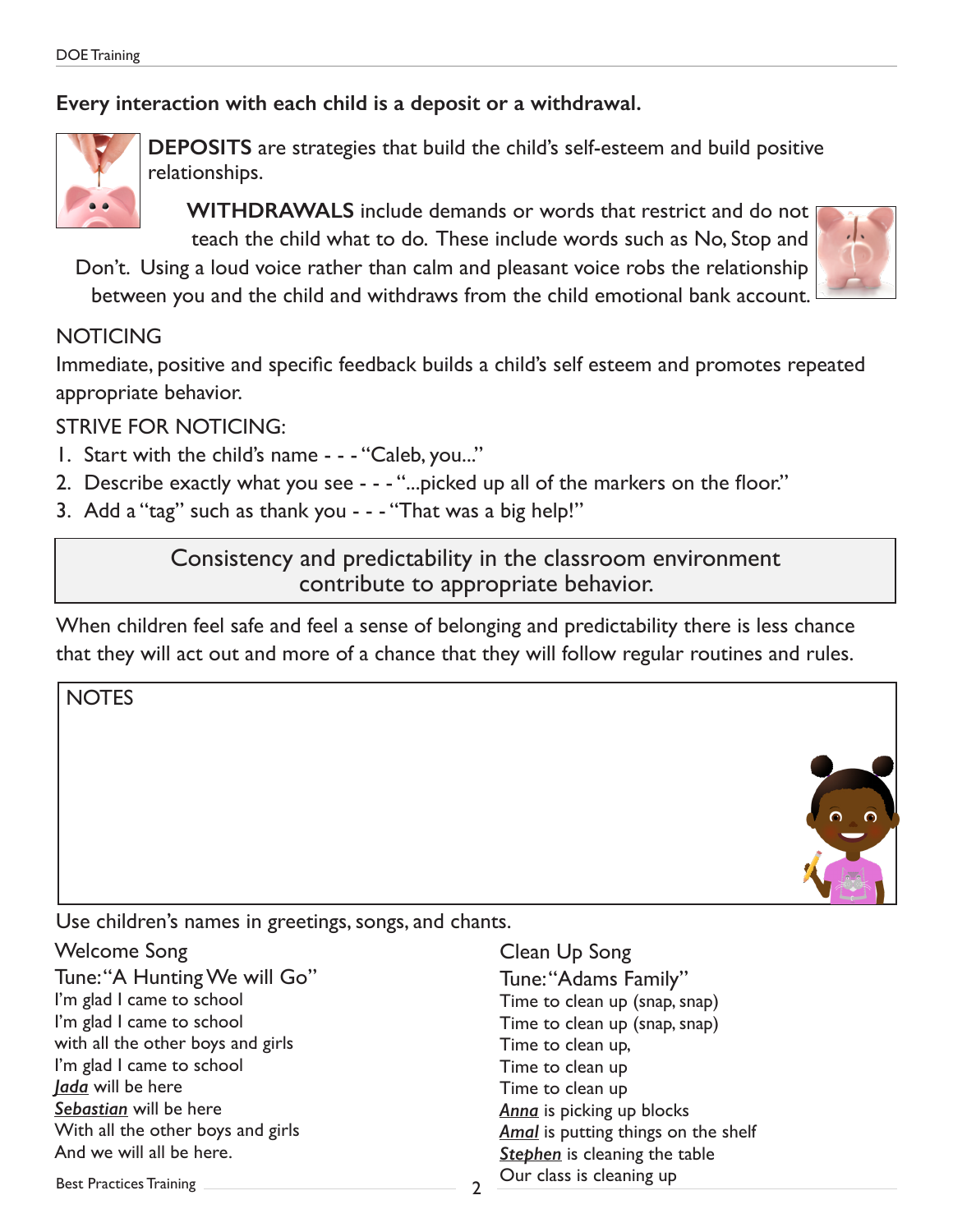**Every interaction with each child is a deposit or a withdrawal.**

**DEPOSITS** are strategies that build the child's self-esteem and build positive relationships.

**WITHDRAWALS** include demands or words that restrict and do not teach the child what to do. These include words such as No, Stop and Don't. Using a loud voice rather than calm and pleasant voice robs the relationship between you and the child and withdraws from the child emotional bank account.

NOTICING

Immediate, positive and specific feedback builds a child's self esteem and promotes repeated appropriate behavior.

STRIVE FOR NOTICING:

1. Start with the child's name - - - "Caleb, you..."
2. Describe exactly what you see - - - "...picked up all of the markers on the floor."
3. Add a "tag" such as thank you - - - "That was a big help!"

> Consistency and predictability in the classroom environment contribute to appropriate behavior.

When children feel safe and feel a sense of belonging and predictability there is less chance that they will act out and more of a chance that they will follow regular routines and rules.

NOTES

Use children's names in greetings, songs, and chants.

Welcome Song

Tune: "A Hunting We will Go"

I'm glad I came to school
I'm glad I came to school
with all the other boys and girls
I'm glad I came to school
***Jada*** will be here
***Sebastian*** will be here
With all the other boys and girls
And we will all be here.

Clean Up Song

Tune: "Adams Family"

Time to clean up (snap, snap)
Time to clean up (snap, snap)
Time to clean up,
Time to clean up
Time to clean up
***Anna*** is picking up blocks
***Amal*** is putting things on the shelf
***Stephen*** is cleaning the table
Our class is cleaning up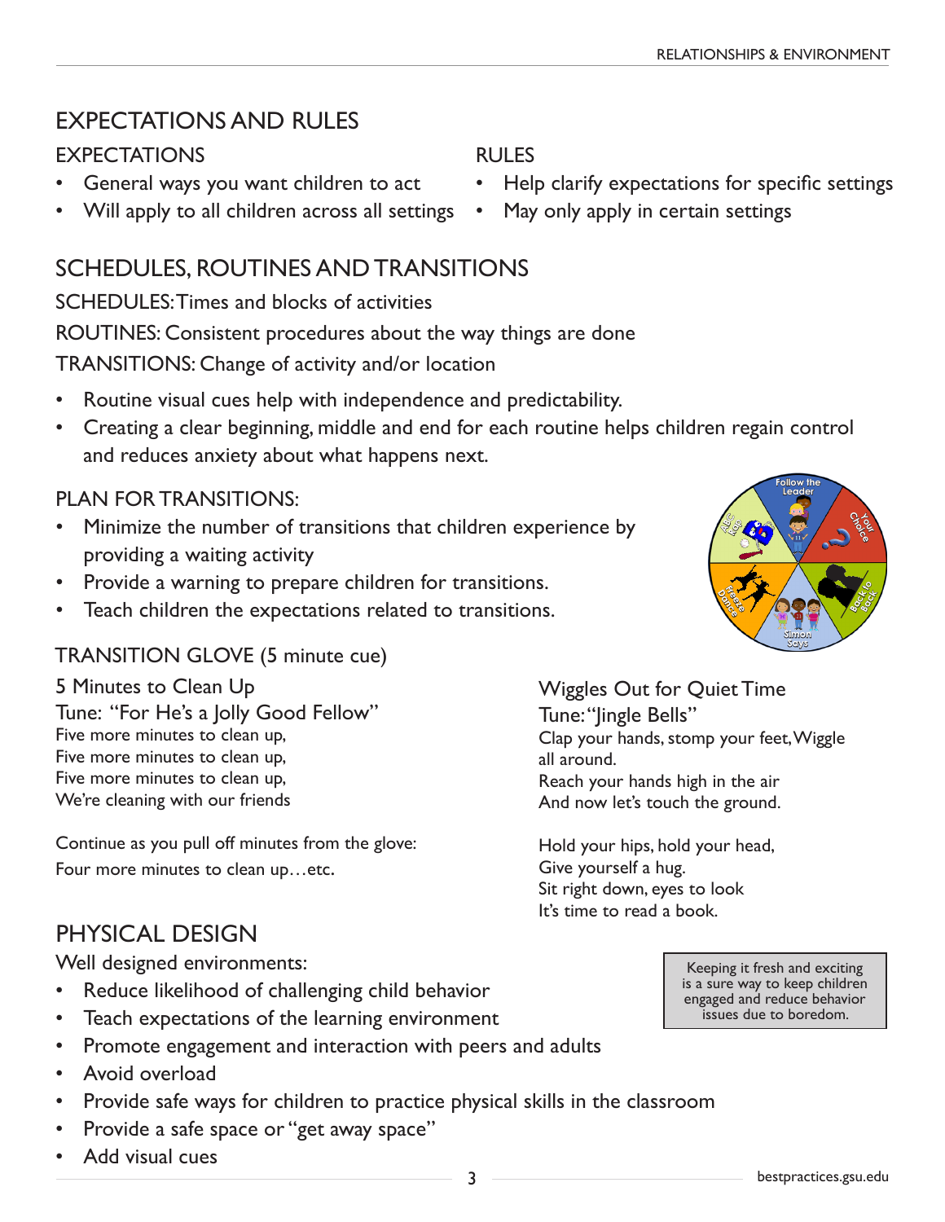# EXPECTATIONS AND RULES

## EXPECTATIONS

- General ways you want children to act
- Will apply to all children across all settings

## RULES

- Help clarify expectations for specific settings
- May only apply in certain settings

# SCHEDULES, ROUTINES AND TRANSITIONS

SCHEDULES: Times and blocks of activities

ROUTINES: Consistent procedures about the way things are done

TRANSITIONS: Change of activity and/or location

- Routine visual cues help with independence and predictability.
- Creating a clear beginning, middle and end for each routine helps children regain control and reduces anxiety about what happens next.

## PLAN FOR TRANSITIONS:

- Minimize the number of transitions that children experience by providing a waiting activity
- Provide a warning to prepare children for transitions.
- Teach children the expectations related to transitions.

## TRANSITION GLOVE (5 minute cue)

5 Minutes to Clean Up
Tune: "For He's a Jolly Good Fellow"
Five more minutes to clean up,
Five more minutes to clean up,
Five more minutes to clean up,
We're cleaning with our friends

Continue as you pull off minutes from the glove:
Four more minutes to clean up…etc.

Wiggles Out for Quiet Time
Tune: "Jingle Bells"
Clap your hands, stomp your feet, Wiggle all around.
Reach your hands high in the air
And now let's touch the ground.

Hold your hips, hold your head,
Give yourself a hug.
Sit right down, eyes to look
It's time to read a book.

# PHYSICAL DESIGN

Well designed environments:

- Reduce likelihood of challenging child behavior
- Teach expectations of the learning environment
- Promote engagement and interaction with peers and adults
- Avoid overload
- Provide safe ways for children to practice physical skills in the classroom
- Provide a safe space or "get away space"
- Add visual cues

> Keeping it fresh and exciting is a sure way to keep children engaged and reduce behavior issues due to boredom.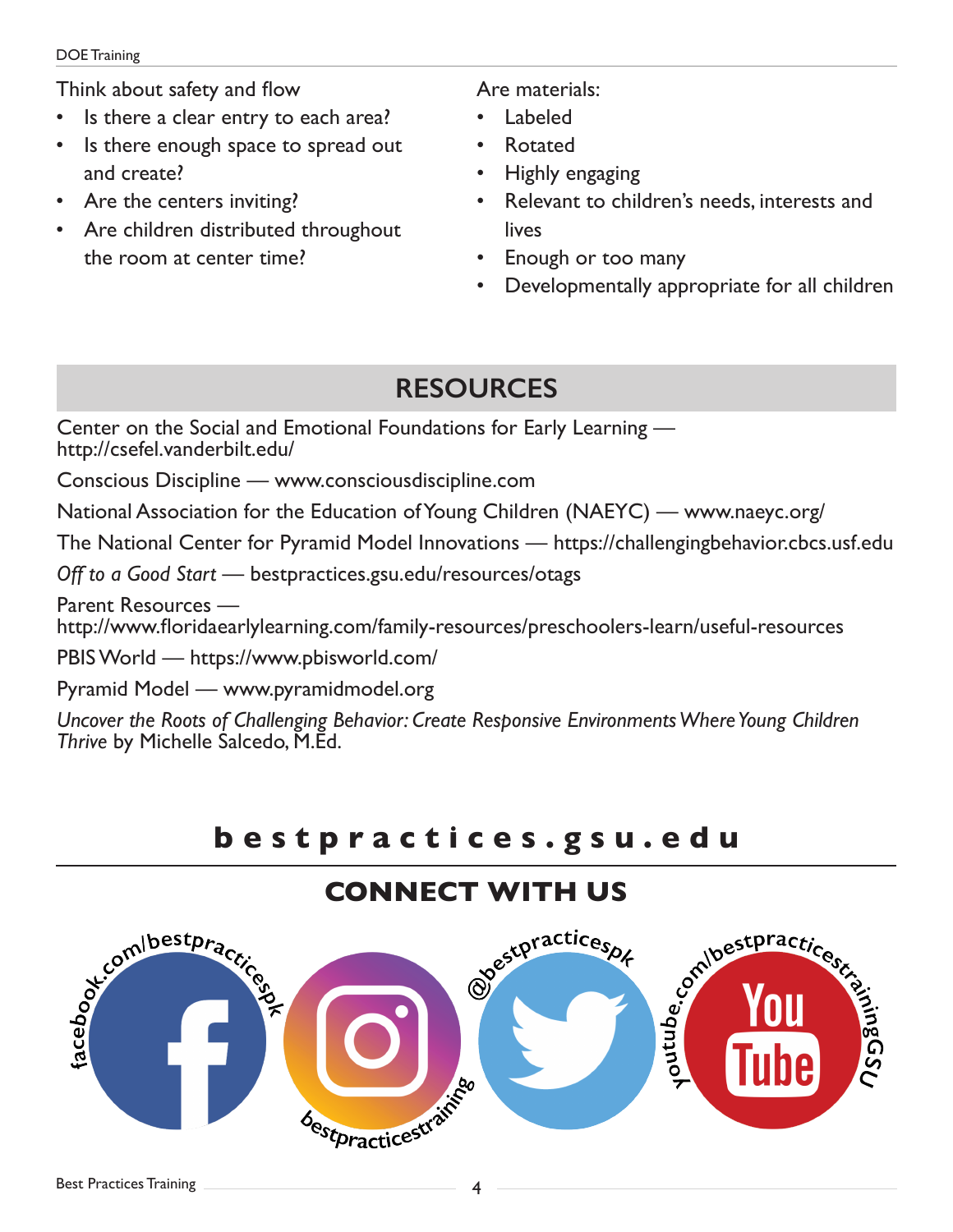Think about safety and flow

- Is there a clear entry to each area?
- Is there enough space to spread out and create?
- Are the centers inviting?
- Are children distributed throughout the room at center time?

Are materials:

- Labeled
- Rotated
- Highly engaging
- Relevant to children's needs, interests and lives
- Enough or too many
- Developmentally appropriate for all children

## RESOURCES

Center on the Social and Emotional Foundations for Early Learning — http://csefel.vanderbilt.edu/

Conscious Discipline — www.consciousdiscipline.com

National Association for the Education of Young Children (NAEYC) — www.naeyc.org/

The National Center for Pyramid Model Innovations — https://challengingbehavior.cbcs.usf.edu

*Off to a Good Start* — bestpractices.gsu.edu/resources/otags

Parent Resources — http://www.floridaearlylearning.com/family-resources/preschoolers-learn/useful-resources

PBIS World — https://www.pbisworld.com/

Pyramid Model — www.pyramidmodel.org

*Uncover the Roots of Challenging Behavior: Create Responsive Environments Where Young Children Thrive* by Michelle Salcedo, M.Ed.

**bestpractices.gsu.edu**

## CONNECT WITH US

facebook.com/bestpracticespk

bestpracticestraining

@bestpracticespk

youtube.com/bestpracticestrainingGSU